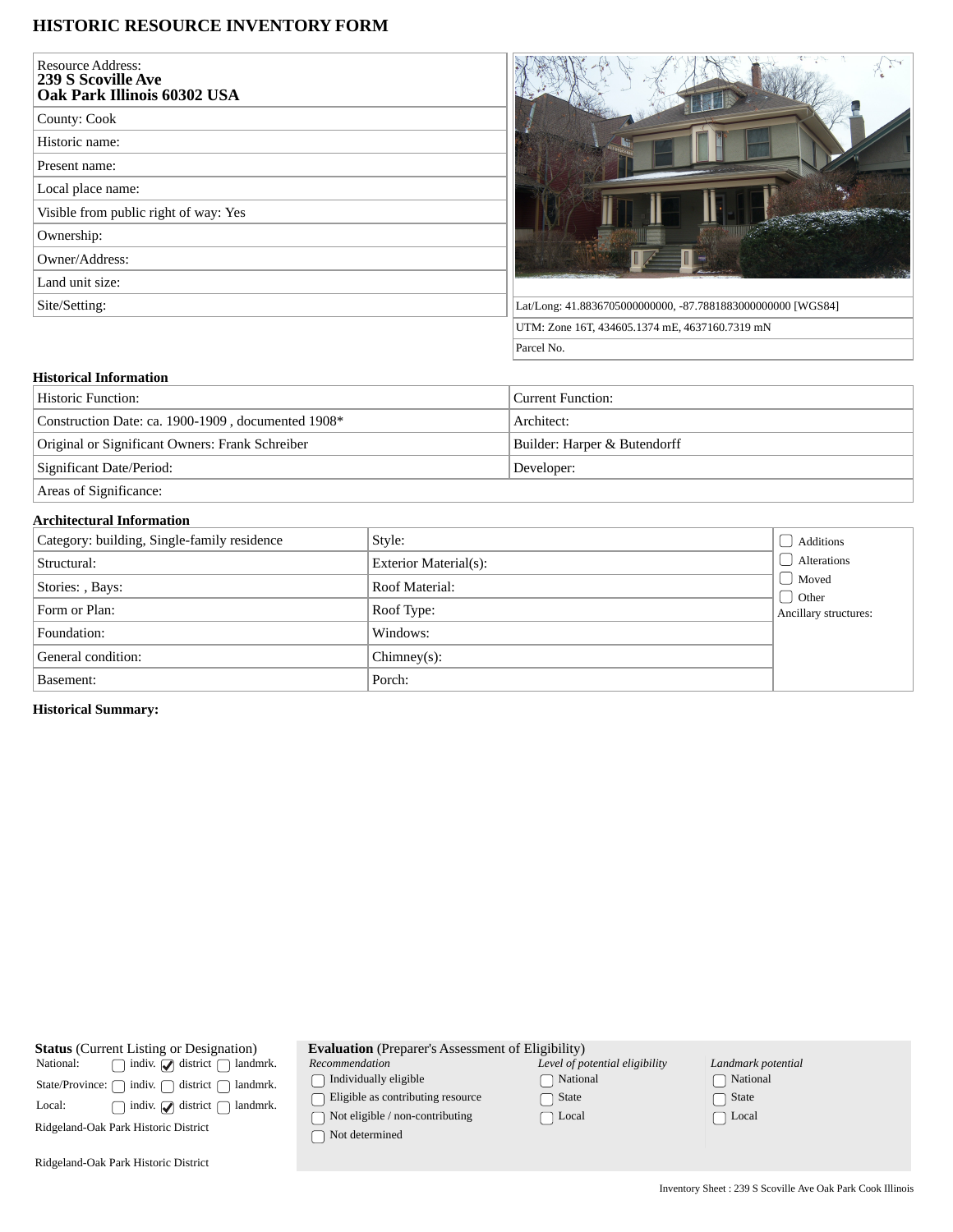# HISTORIC RESOURCE INVENTORY FORM

| | |
|---|---|
| Resource Address: **239 S Scoville Ave Oak Park Illinois 60302 USA** | |
| County: Cook | |
| Historic name: | |
| Present name: | |
| Local place name: | |
| Visible from public right of way: Yes | |
| Ownership: | |
| Owner/Address: | |
| Land unit size: | |
| Site/Setting: | Lat/Long: 41.8836705000000000, -87.7881883000000000 [WGS84] |
| | UTM: Zone 16T, 434605.1374 mE, 4637160.7319 mN |
| | Parcel No. |

## Historical Information

| | |
|---|---|
| Historic Function: | Current Function: |
| Construction Date: ca. 1900-1909 , documented 1908* | Architect: |
| Original or Significant Owners: Frank Schreiber | Builder: Harper & Butendorff |
| Significant Date/Period: | Developer: |
| Areas of Significance: | |

## Architectural Information

| | | |
|---|---|---|
| Category: building, Single-family residence | Style: | ☐ Additions |
| Structural: | Exterior Material(s): | ☐ Alterations |
| Stories: , Bays: | Roof Material: | ☐ Moved |
| Form or Plan: | Roof Type: | ☐ Other |
| Foundation: | Windows: | Ancillary structures: |
| General condition: | Chimney(s): | |
| Basement: | Porch: | |

**Historical Summary:**

**Status** (Current Listing or Designation)

| | | | |
|---|---|---|---|
| National: | ☐ indiv. | ☑ district | ☐ landmrk. |
| State/Province: | ☐ indiv. | ☐ district | ☐ landmrk. |
| Local: | ☐ indiv. | ☑ district | ☐ landmrk. |

Ridgeland-Oak Park Historic District

Ridgeland-Oak Park Historic District

**Evaluation** (Preparer's Assessment of Eligibility)

| *Recommendation* | *Level of potential eligibility* | *Landmark potential* |
|---|---|---|
| ☐ Individually eligible | ☐ National | ☐ National |
| ☐ Eligible as contributing resource | ☐ State | ☐ State |
| ☐ Not eligible / non-contributing | ☐ Local | ☐ Local |
| ☐ Not determined | | |

Inventory Sheet : 239 S Scoville Ave Oak Park Cook Illinois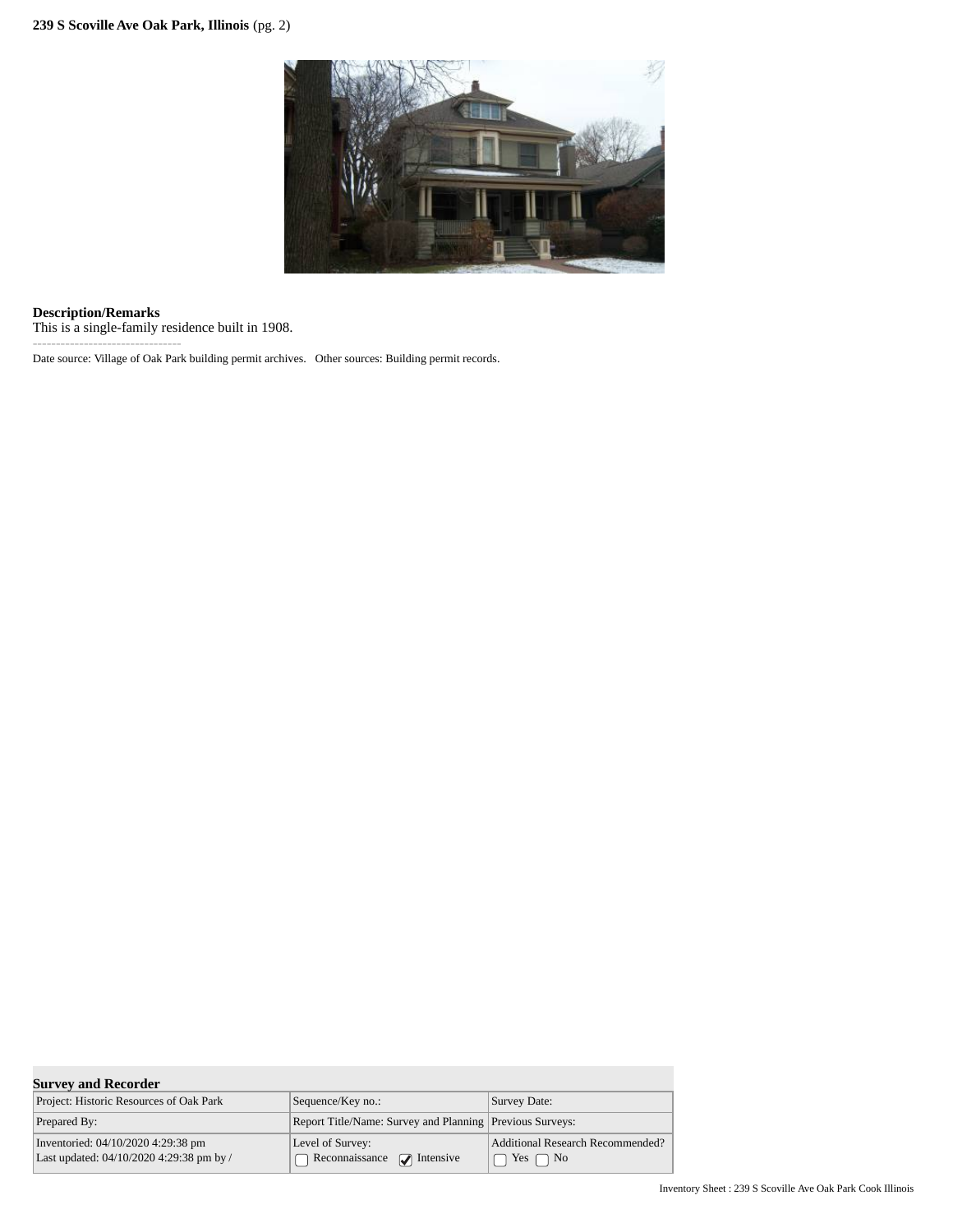**239 S Scoville Ave Oak Park, Illinois** (pg. 2)

**Description/Remarks**
This is a single-family residence built in 1908.

Date source: Village of Oak Park building permit archives. Other sources: Building permit records.

**Survey and Recorder**

| | | |
|---|---|---|
| Project: Historic Resources of Oak Park | Sequence/Key no.: | Survey Date: |
| Prepared By: | Report Title/Name: Survey and Planning | Previous Surveys: |
| Inventoried: 04/10/2020 4:29:38 pm<br>Last updated: 04/10/2020 4:29:38 pm by / | Level of Survey:<br>☐ Reconnaissance ☑ Intensive | Additional Research Recommended?<br>☐ Yes ☐ No |

Inventory Sheet : 239 S Scoville Ave Oak Park Cook Illinois